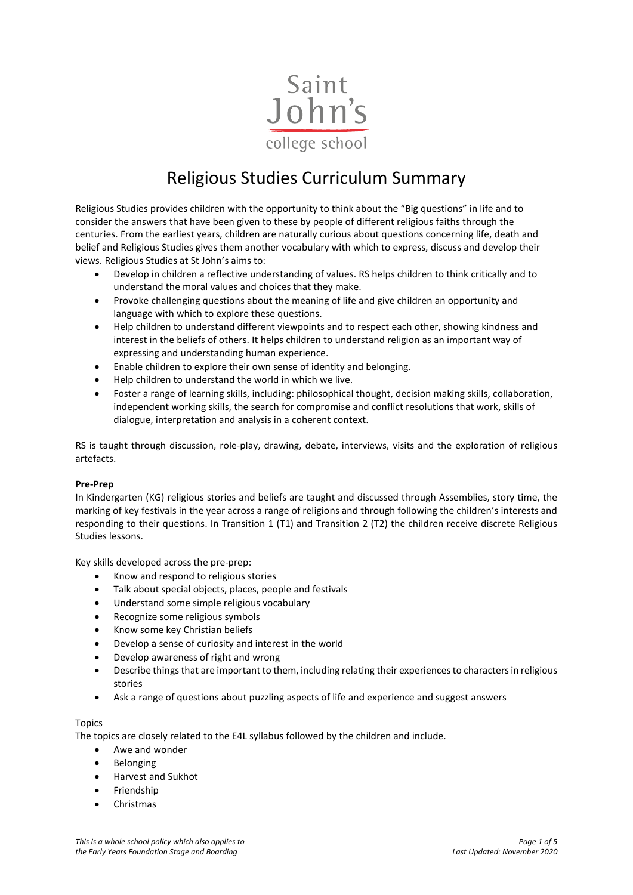Saint John's college school

# Religious Studies Curriculum Summary

Religious Studies provides children with the opportunity to think about the "Big questions" in life and to consider the answers that have been given to these by people of different religious faiths through the centuries. From the earliest years, children are naturally curious about questions concerning life, death and belief and Religious Studies gives them another vocabulary with which to express, discuss and develop their views. Religious Studies at St John's aims to:

- Develop in children a reflective understanding of values. RS helps children to think critically and to understand the moral values and choices that they make.
- Provoke challenging questions about the meaning of life and give children an opportunity and language with which to explore these questions.
- Help children to understand different viewpoints and to respect each other, showing kindness and interest in the beliefs of others. It helps children to understand religion as an important way of expressing and understanding human experience.
- Enable children to explore their own sense of identity and belonging.
- Help children to understand the world in which we live.
- Foster a range of learning skills, including: philosophical thought, decision making skills, collaboration, independent working skills, the search for compromise and conflict resolutions that work, skills of dialogue, interpretation and analysis in a coherent context.

RS is taught through discussion, role-play, drawing, debate, interviews, visits and the exploration of religious artefacts.

**Pre-Prep**

In Kindergarten (KG) religious stories and beliefs are taught and discussed through Assemblies, story time, the marking of key festivals in the year across a range of religions and through following the children's interests and responding to their questions. In Transition 1 (T1) and Transition 2 (T2) the children receive discrete Religious Studies lessons.

Key skills developed across the pre-prep:

- Know and respond to religious stories
- Talk about special objects, places, people and festivals
- Understand some simple religious vocabulary
- Recognize some religious symbols
- Know some key Christian beliefs
- Develop a sense of curiosity and interest in the world
- Develop awareness of right and wrong
- Describe things that are important to them, including relating their experiences to characters in religious stories
- Ask a range of questions about puzzling aspects of life and experience and suggest answers

Topics

The topics are closely related to the E4L syllabus followed by the children and include.

- Awe and wonder
- Belonging
- Harvest and Sukhot
- Friendship
- Christmas

*This is a whole school policy which also applies to the Early Years Foundation Stage and Boarding*

*Last Updated: November 2020*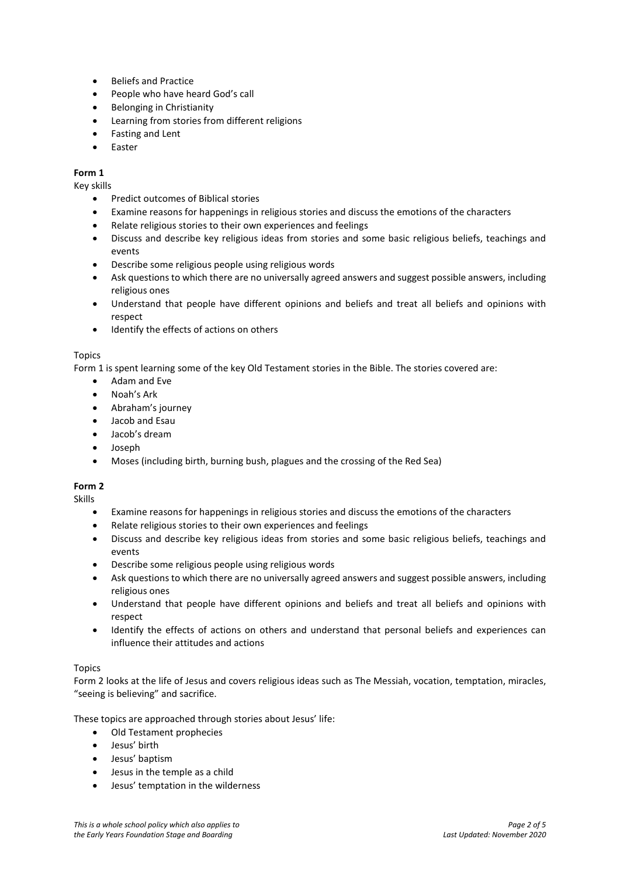- Beliefs and Practice
- People who have heard God's call
- Belonging in Christianity
- Learning from stories from different religions
- Fasting and Lent
- Easter

**Form 1**

Key skills

- Predict outcomes of Biblical stories
- Examine reasons for happenings in religious stories and discuss the emotions of the characters
- Relate religious stories to their own experiences and feelings
- Discuss and describe key religious ideas from stories and some basic religious beliefs, teachings and events
- Describe some religious people using religious words
- Ask questions to which there are no universally agreed answers and suggest possible answers, including religious ones
- Understand that people have different opinions and beliefs and treat all beliefs and opinions with respect
- Identify the effects of actions on others

Topics

Form 1 is spent learning some of the key Old Testament stories in the Bible. The stories covered are:

- Adam and Eve
- Noah's Ark
- Abraham's journey
- Jacob and Esau
- Jacob's dream
- Joseph
- Moses (including birth, burning bush, plagues and the crossing of the Red Sea)

**Form 2**

Skills

- Examine reasons for happenings in religious stories and discuss the emotions of the characters
- Relate religious stories to their own experiences and feelings
- Discuss and describe key religious ideas from stories and some basic religious beliefs, teachings and events
- Describe some religious people using religious words
- Ask questions to which there are no universally agreed answers and suggest possible answers, including religious ones
- Understand that people have different opinions and beliefs and treat all beliefs and opinions with respect
- Identify the effects of actions on others and understand that personal beliefs and experiences can influence their attitudes and actions

Topics

Form 2 looks at the life of Jesus and covers religious ideas such as The Messiah, vocation, temptation, miracles, "seeing is believing" and sacrifice.

These topics are approached through stories about Jesus' life:

- Old Testament prophecies
- Jesus' birth
- Jesus' baptism
- Jesus in the temple as a child
- Jesus' temptation in the wilderness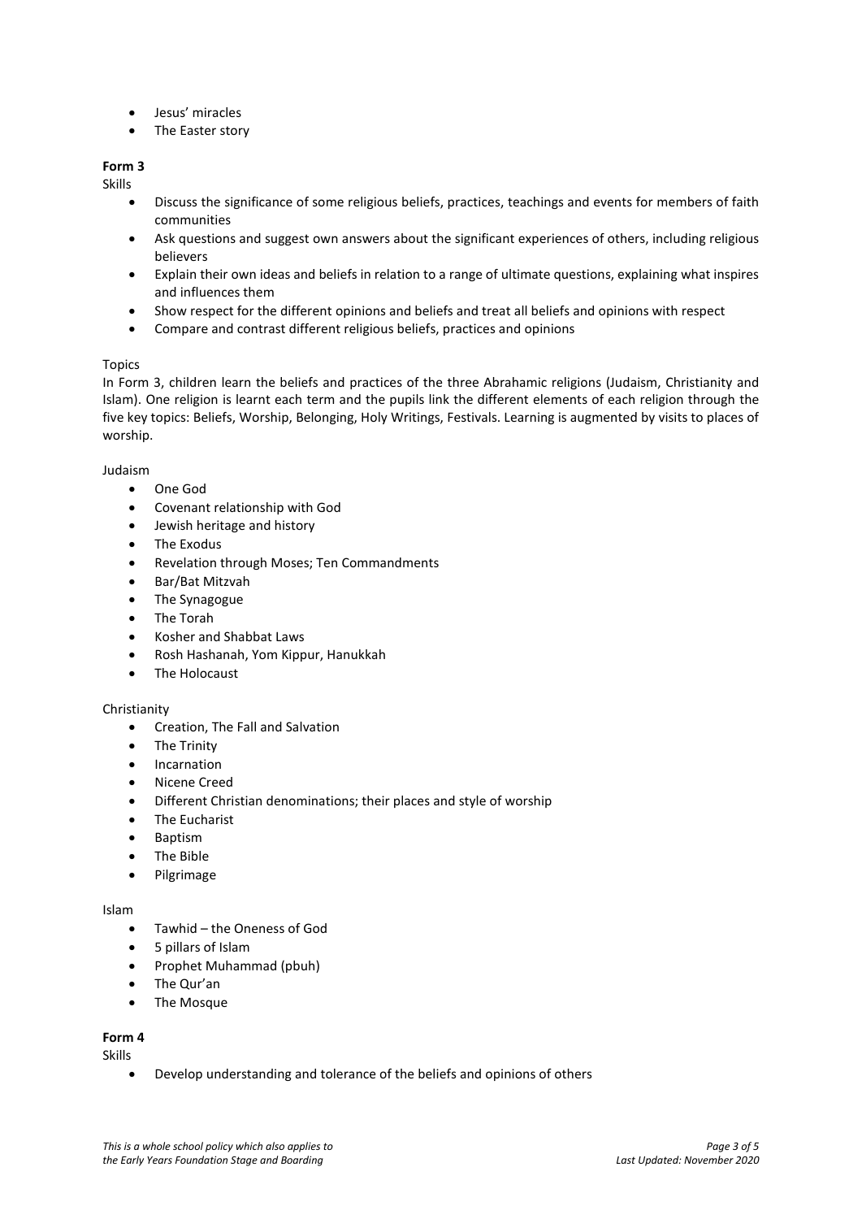- Jesus' miracles
- The Easter story

**Form 3**

Skills

- Discuss the significance of some religious beliefs, practices, teachings and events for members of faith communities
- Ask questions and suggest own answers about the significant experiences of others, including religious believers
- Explain their own ideas and beliefs in relation to a range of ultimate questions, explaining what inspires and influences them
- Show respect for the different opinions and beliefs and treat all beliefs and opinions with respect
- Compare and contrast different religious beliefs, practices and opinions

Topics

In Form 3, children learn the beliefs and practices of the three Abrahamic religions (Judaism, Christianity and Islam). One religion is learnt each term and the pupils link the different elements of each religion through the five key topics: Beliefs, Worship, Belonging, Holy Writings, Festivals. Learning is augmented by visits to places of worship.

Judaism

- One God
- Covenant relationship with God
- Jewish heritage and history
- The Exodus
- Revelation through Moses; Ten Commandments
- Bar/Bat Mitzvah
- The Synagogue
- The Torah
- Kosher and Shabbat Laws
- Rosh Hashanah, Yom Kippur, Hanukkah
- The Holocaust

Christianity

- Creation, The Fall and Salvation
- The Trinity
- Incarnation
- Nicene Creed
- Different Christian denominations; their places and style of worship
- The Eucharist
- Baptism
- The Bible
- Pilgrimage

Islam

- Tawhid – the Oneness of God
- 5 pillars of Islam
- Prophet Muhammad (pbuh)
- The Qur'an
- The Mosque

**Form 4**

Skills

- Develop understanding and tolerance of the beliefs and opinions of others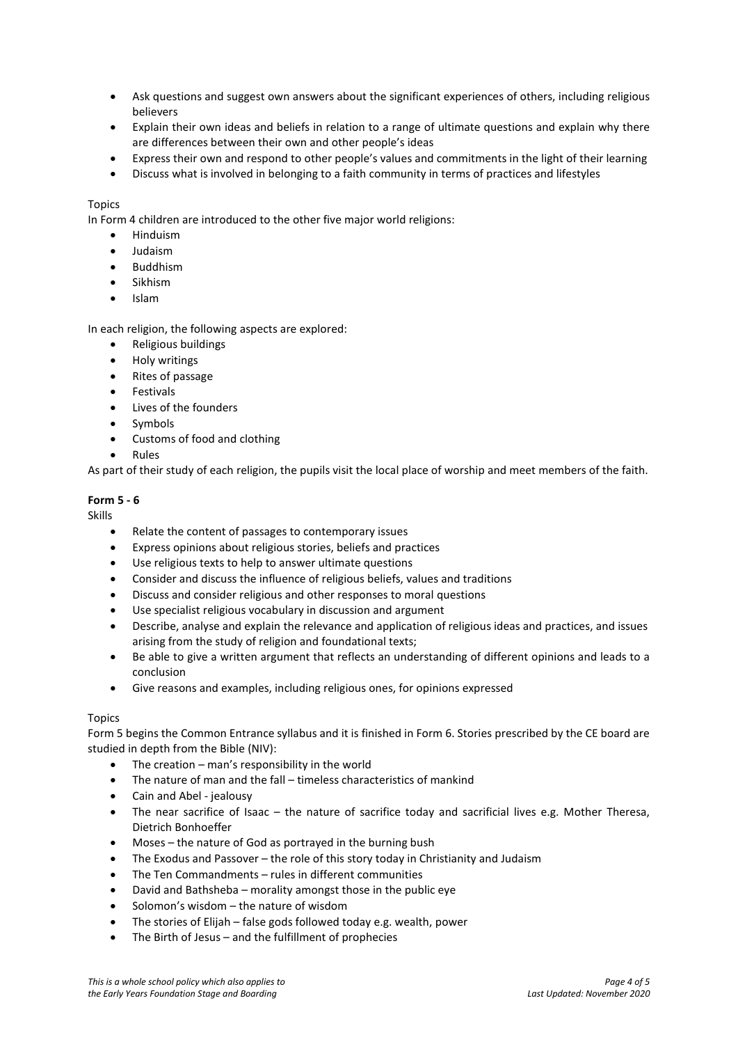- Ask questions and suggest own answers about the significant experiences of others, including religious believers
- Explain their own ideas and beliefs in relation to a range of ultimate questions and explain why there are differences between their own and other people's ideas
- Express their own and respond to other people's values and commitments in the light of their learning
- Discuss what is involved in belonging to a faith community in terms of practices and lifestyles

Topics

In Form 4 children are introduced to the other five major world religions:

- Hinduism
- Judaism
- Buddhism
- Sikhism
- Islam

In each religion, the following aspects are explored:

- Religious buildings
- Holy writings
- Rites of passage
- Festivals
- Lives of the founders
- Symbols
- Customs of food and clothing
- Rules

As part of their study of each religion, the pupils visit the local place of worship and meet members of the faith.

**Form 5 - 6**

Skills

- Relate the content of passages to contemporary issues
- Express opinions about religious stories, beliefs and practices
- Use religious texts to help to answer ultimate questions
- Consider and discuss the influence of religious beliefs, values and traditions
- Discuss and consider religious and other responses to moral questions
- Use specialist religious vocabulary in discussion and argument
- Describe, analyse and explain the relevance and application of religious ideas and practices, and issues arising from the study of religion and foundational texts;
- Be able to give a written argument that reflects an understanding of different opinions and leads to a conclusion
- Give reasons and examples, including religious ones, for opinions expressed

Topics

Form 5 begins the Common Entrance syllabus and it is finished in Form 6. Stories prescribed by the CE board are studied in depth from the Bible (NIV):

- The creation – man's responsibility in the world
- The nature of man and the fall – timeless characteristics of mankind
- Cain and Abel - jealousy
- The near sacrifice of Isaac – the nature of sacrifice today and sacrificial lives e.g. Mother Theresa, Dietrich Bonhoeffer
- Moses – the nature of God as portrayed in the burning bush
- The Exodus and Passover – the role of this story today in Christianity and Judaism
- The Ten Commandments – rules in different communities
- David and Bathsheba – morality amongst those in the public eye
- Solomon's wisdom – the nature of wisdom
- The stories of Elijah – false gods followed today e.g. wealth, power
- The Birth of Jesus – and the fulfillment of prophecies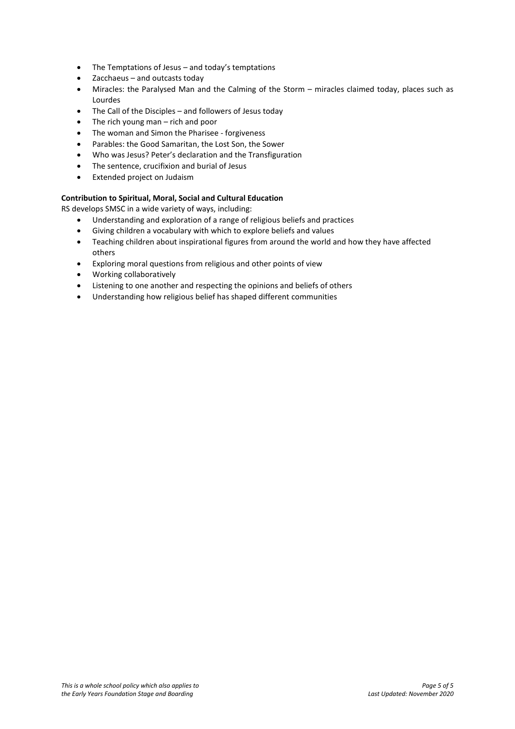- The Temptations of Jesus – and today's temptations
- Zacchaeus – and outcasts today
- Miracles: the Paralysed Man and the Calming of the Storm – miracles claimed today, places such as Lourdes
- The Call of the Disciples – and followers of Jesus today
- The rich young man – rich and poor
- The woman and Simon the Pharisee - forgiveness
- Parables: the Good Samaritan, the Lost Son, the Sower
- Who was Jesus? Peter's declaration and the Transfiguration
- The sentence, crucifixion and burial of Jesus
- Extended project on Judaism

**Contribution to Spiritual, Moral, Social and Cultural Education**

RS develops SMSC in a wide variety of ways, including:

- Understanding and exploration of a range of religious beliefs and practices
- Giving children a vocabulary with which to explore beliefs and values
- Teaching children about inspirational figures from around the world and how they have affected others
- Exploring moral questions from religious and other points of view
- Working collaboratively
- Listening to one another and respecting the opinions and beliefs of others
- Understanding how religious belief has shaped different communities